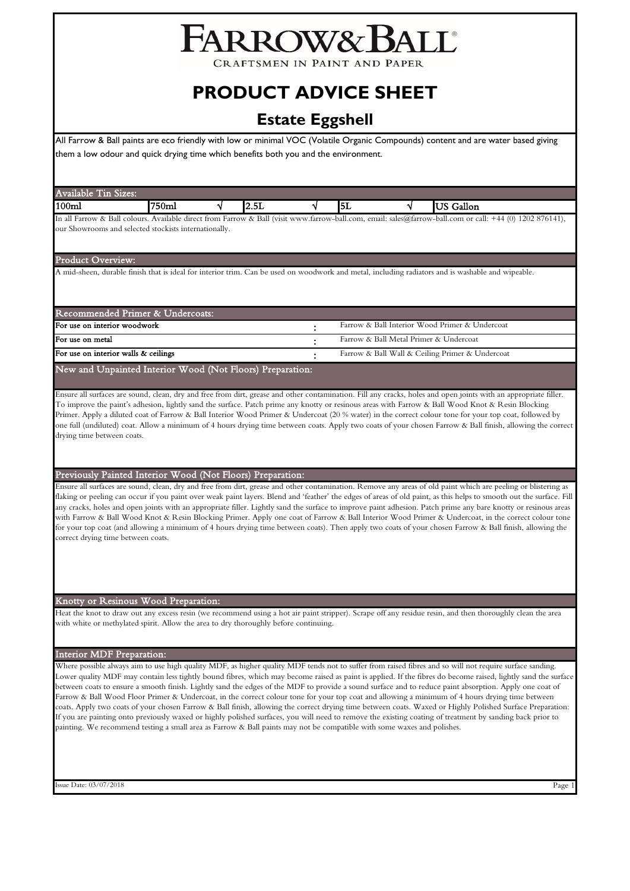# FARROW&BALL

CRAFTSMEN IN PAINT AND PAPER

# PRODUCT ADVICE SHEET

## Estate Eggshell

All Farrow & Ball paints are eco friendly with low or minimal VOC (Volatile Organic Compounds) content and are water based giving them a low odour and quick drying time which benefits both you and the environment.

### Available Tin Sizes:

| 100ml | 750ml | √ | 2.5L | √ | 5L | √ | US Gallon |
|---|---|---|---|---|---|---|---|

In all Farrow & Ball colours. Available direct from Farrow & Ball (visit www.farrow-ball.com, email: sales@farrow-ball.com or call: +44 (0) 1202 876141), our Showrooms and selected stockists internationally.

### Product Overview:

A mid-sheen, durable finish that is ideal for interior trim. Can be used on woodwork and metal, including radiators and is washable and wipeable.

### Recommended Primer & Undercoats:

| | | |
|---|---|---|
| For use on interior woodwork | : | Farrow & Ball Interior Wood Primer & Undercoat |
| For use on metal | : | Farrow & Ball Metal Primer & Undercoat |
| For use on interior walls & ceilings | : | Farrow & Ball Wall & Ceiling Primer & Undercoat |

### New and Unpainted Interior Wood (Not Floors) Preparation:

Ensure all surfaces are sound, clean, dry and free from dirt, grease and other contamination. Fill any cracks, holes and open joints with an appropriate filler. To improve the paint's adhesion, lightly sand the surface. Patch prime any knotty or resinous areas with Farrow & Ball Wood Knot & Resin Blocking Primer. Apply a diluted coat of Farrow & Ball Interior Wood Primer & Undercoat (20 % water) in the correct colour tone for your top coat, followed by one full (undiluted) coat. Allow a minimum of 4 hours drying time between coats. Apply two coats of your chosen Farrow & Ball finish, allowing the correct drying time between coats.

### Previously Painted Interior Wood (Not Floors) Preparation:

Ensure all surfaces are sound, clean, dry and free from dirt, grease and other contamination. Remove any areas of old paint which are peeling or blistering as flaking or peeling can occur if you paint over weak paint layers. Blend and 'feather' the edges of areas of old paint, as this helps to smooth out the surface. Fill any cracks, holes and open joints with an appropriate filler. Lightly sand the surface to improve paint adhesion. Patch prime any bare knotty or resinous areas with Farrow & Ball Wood Knot & Resin Blocking Primer. Apply one coat of Farrow & Ball Interior Wood Primer & Undercoat, in the correct colour tone for your top coat (and allowing a minimum of 4 hours drying time between coats). Then apply two coats of your chosen Farrow & Ball finish, allowing the correct drying time between coats.

### Knotty or Resinous Wood Preparation:

Heat the knot to draw out any excess resin (we recommend using a hot air paint stripper). Scrape off any residue resin, and then thoroughly clean the area with white or methylated spirit. Allow the area to dry thoroughly before continuing.

### Interior MDF Preparation:

Where possible always aim to use high quality MDF, as higher quality MDF tends not to suffer from raised fibres and so will not require surface sanding. Lower quality MDF may contain less tightly bound fibres, which may become raised as paint is applied. If the fibres do become raised, lightly sand the surface between coats to ensure a smooth finish. Lightly sand the edges of the MDF to provide a sound surface and to reduce paint absorption. Apply one coat of Farrow & Ball Wood Floor Primer & Undercoat, in the correct colour tone for your top coat and allowing a minimum of 4 hours drying time between coats. Apply two coats of your chosen Farrow & Ball finish, allowing the correct drying time between coats. Waxed or Highly Polished Surface Preparation: If you are painting onto previously waxed or highly polished surfaces, you will need to remove the existing coating of treatment by sanding back prior to painting. We recommend testing a small area as Farrow & Ball paints may not be compatible with some waxes and polishes.

Issue Date: 03/07/2018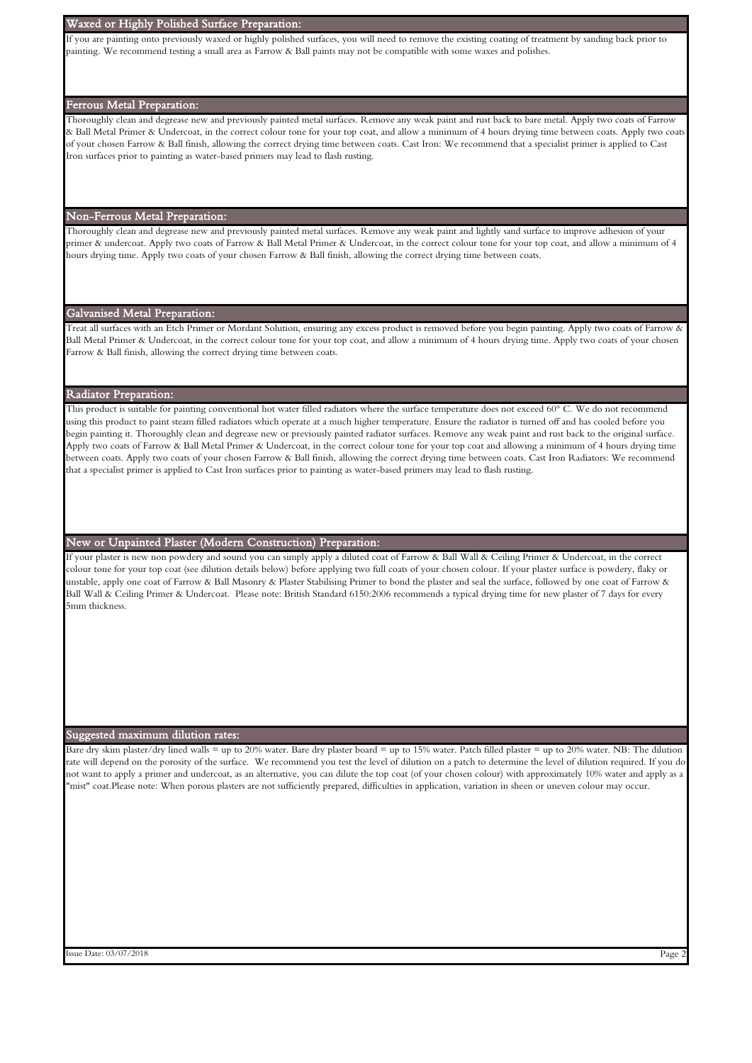## Waxed or Highly Polished Surface Preparation:

If you are painting onto previously waxed or highly polished surfaces, you will need to remove the existing coating of treatment by sanding back prior to painting. We recommend testing a small area as Farrow & Ball paints may not be compatible with some waxes and polishes.

## Ferrous Metal Preparation:

Thoroughly clean and degrease new and previously painted metal surfaces. Remove any weak paint and rust back to bare metal. Apply two coats of Farrow & Ball Metal Primer & Undercoat, in the correct colour tone for your top coat, and allow a minimum of 4 hours drying time between coats. Apply two coats of your chosen Farrow & Ball finish, allowing the correct drying time between coats. Cast Iron: We recommend that a specialist primer is applied to Cast Iron surfaces prior to painting as water-based primers may lead to flash rusting.

## Non-Ferrous Metal Preparation:

Thoroughly clean and degrease new and previously painted metal surfaces. Remove any weak paint and lightly sand surface to improve adhesion of your primer & undercoat. Apply two coats of Farrow & Ball Metal Primer & Undercoat, in the correct colour tone for your top coat, and allow a minimum of 4 hours drying time. Apply two coats of your chosen Farrow & Ball finish, allowing the correct drying time between coats.

## Galvanised Metal Preparation:

Treat all surfaces with an Etch Primer or Mordant Solution, ensuring any excess product is removed before you begin painting. Apply two coats of Farrow & Ball Metal Primer & Undercoat, in the correct colour tone for your top coat, and allow a minimum of 4 hours drying time. Apply two coats of your chosen Farrow & Ball finish, allowing the correct drying time between coats.

## Radiator Preparation:

This product is suitable for painting conventional hot water filled radiators where the surface temperature does not exceed 60° C. We do not recommend using this product to paint steam filled radiators which operate at a much higher temperature. Ensure the radiator is turned off and has cooled before you begin painting it. Thoroughly clean and degrease new or previously painted radiator surfaces. Remove any weak paint and rust back to the original surface. Apply two coats of Farrow & Ball Metal Primer & Undercoat, in the correct colour tone for your top coat and allowing a minimum of 4 hours drying time between coats. Apply two coats of your chosen Farrow & Ball finish, allowing the correct drying time between coats. Cast Iron Radiators: We recommend that a specialist primer is applied to Cast Iron surfaces prior to painting as water-based primers may lead to flash rusting.

## New or Unpainted Plaster (Modern Construction) Preparation:

If your plaster is new non powdery and sound you can simply apply a diluted coat of Farrow & Ball Wall & Ceiling Primer & Undercoat, in the correct colour tone for your top coat (see dilution details below) before applying two full coats of your chosen colour. If your plaster surface is powdery, flaky or unstable, apply one coat of Farrow & Ball Masonry & Plaster Stabilising Primer to bond the plaster and seal the surface, followed by one coat of Farrow & Ball Wall & Ceiling Primer & Undercoat. Please note: British Standard 6150:2006 recommends a typical drying time for new plaster of 7 days for every 5mm thickness.

## Suggested maximum dilution rates:

Bare dry skim plaster/dry lined walls = up to 20% water. Bare dry plaster board = up to 15% water. Patch filled plaster = up to 20% water. NB: The dilution rate will depend on the porosity of the surface. We recommend you test the level of dilution on a patch to determine the level of dilution required. If you do not want to apply a primer and undercoat, as an alternative, you can dilute the top coat (of your chosen colour) with approximately 10% water and apply as a "mist" coat.Please note: When porous plasters are not sufficiently prepared, difficulties in application, variation in sheen or uneven colour may occur.

Issue Date: 03/07/2018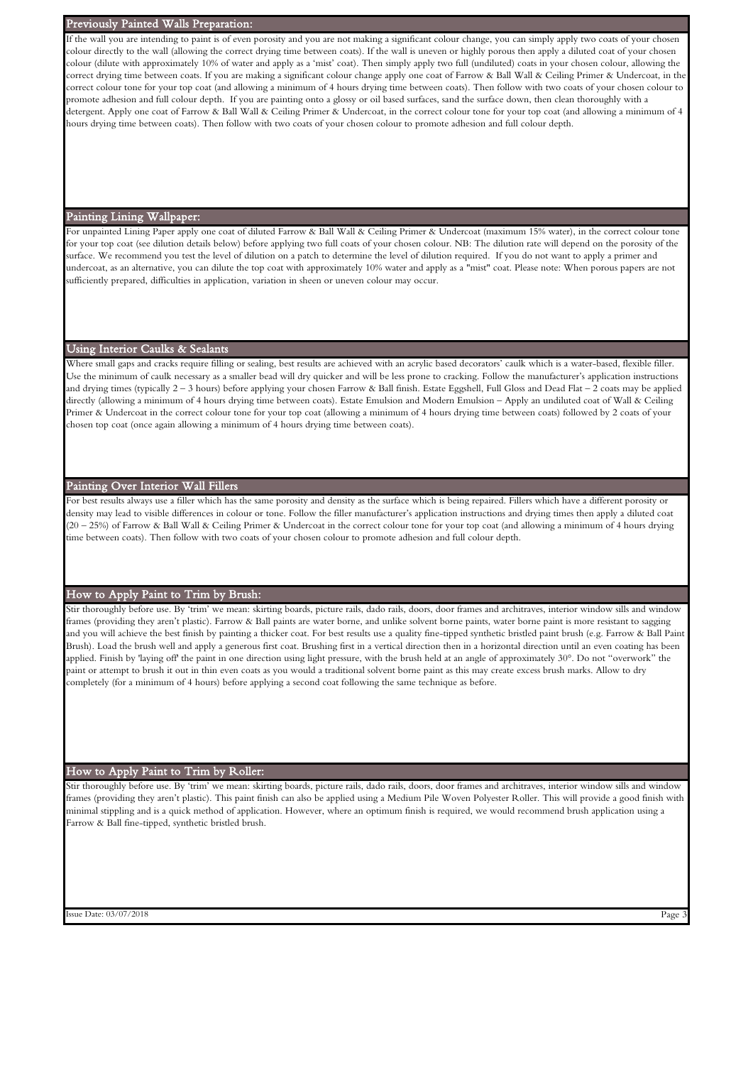## Previously Painted Walls Preparation:

If the wall you are intending to paint is of even porosity and you are not making a significant colour change, you can simply apply two coats of your chosen colour directly to the wall (allowing the correct drying time between coats). If the wall is uneven or highly porous then apply a diluted coat of your chosen colour (dilute with approximately 10% of water and apply as a 'mist' coat). Then simply apply two full (undiluted) coats in your chosen colour, allowing the correct drying time between coats. If you are making a significant colour change apply one coat of Farrow & Ball Wall & Ceiling Primer & Undercoat, in the correct colour tone for your top coat (and allowing a minimum of 4 hours drying time between coats). Then follow with two coats of your chosen colour to promote adhesion and full colour depth. If you are painting onto a glossy or oil based surfaces, sand the surface down, then clean thoroughly with a detergent. Apply one coat of Farrow & Ball Wall & Ceiling Primer & Undercoat, in the correct colour tone for your top coat (and allowing a minimum of 4 hours drying time between coats). Then follow with two coats of your chosen colour to promote adhesion and full colour depth.

## Painting Lining Wallpaper:

For unpainted Lining Paper apply one coat of diluted Farrow & Ball Wall & Ceiling Primer & Undercoat (maximum 15% water), in the correct colour tone for your top coat (see dilution details below) before applying two full coats of your chosen colour. NB: The dilution rate will depend on the porosity of the surface. We recommend you test the level of dilution on a patch to determine the level of dilution required. If you do not want to apply a primer and undercoat, as an alternative, you can dilute the top coat with approximately 10% water and apply as a "mist" coat. Please note: When porous papers are not sufficiently prepared, difficulties in application, variation in sheen or uneven colour may occur.

## Using Interior Caulks & Sealants

Where small gaps and cracks require filling or sealing, best results are achieved with an acrylic based decorators' caulk which is a water-based, flexible filler. Use the minimum of caulk necessary as a smaller bead will dry quicker and will be less prone to cracking. Follow the manufacturer's application instructions and drying times (typically 2 – 3 hours) before applying your chosen Farrow & Ball finish. Estate Eggshell, Full Gloss and Dead Flat – 2 coats may be applied directly (allowing a minimum of 4 hours drying time between coats). Estate Emulsion and Modern Emulsion – Apply an undiluted coat of Wall & Ceiling Primer & Undercoat in the correct colour tone for your top coat (allowing a minimum of 4 hours drying time between coats) followed by 2 coats of your chosen top coat (once again allowing a minimum of 4 hours drying time between coats).

## Painting Over Interior Wall Fillers

For best results always use a filler which has the same porosity and density as the surface which is being repaired. Fillers which have a different porosity or density may lead to visible differences in colour or tone. Follow the filler manufacturer's application instructions and drying times then apply a diluted coat (20 – 25%) of Farrow & Ball Wall & Ceiling Primer & Undercoat in the correct colour tone for your top coat (and allowing a minimum of 4 hours drying time between coats). Then follow with two coats of your chosen colour to promote adhesion and full colour depth.

## How to Apply Paint to Trim by Brush:

Stir thoroughly before use. By 'trim' we mean: skirting boards, picture rails, dado rails, doors, door frames and architraves, interior window sills and window frames (providing they aren't plastic). Farrow & Ball paints are water borne, and unlike solvent borne paints, water borne paint is more resistant to sagging and you will achieve the best finish by painting a thicker coat. For best results use a quality fine-tipped synthetic bristled paint brush (e.g. Farrow & Ball Paint Brush). Load the brush well and apply a generous first coat. Brushing first in a vertical direction then in a horizontal direction until an even coating has been applied. Finish by 'laying off' the paint in one direction using light pressure, with the brush held at an angle of approximately 30°. Do not "overwork" the paint or attempt to brush it out in thin even coats as you would a traditional solvent borne paint as this may create excess brush marks. Allow to dry completely (for a minimum of 4 hours) before applying a second coat following the same technique as before.

## How to Apply Paint to Trim by Roller:

Stir thoroughly before use. By 'trim' we mean: skirting boards, picture rails, dado rails, doors, door frames and architraves, interior window sills and window frames (providing they aren't plastic). This paint finish can also be applied using a Medium Pile Woven Polyester Roller. This will provide a good finish with minimal stippling and is a quick method of application. However, where an optimum finish is required, we would recommend brush application using a Farrow & Ball fine-tipped, synthetic bristled brush.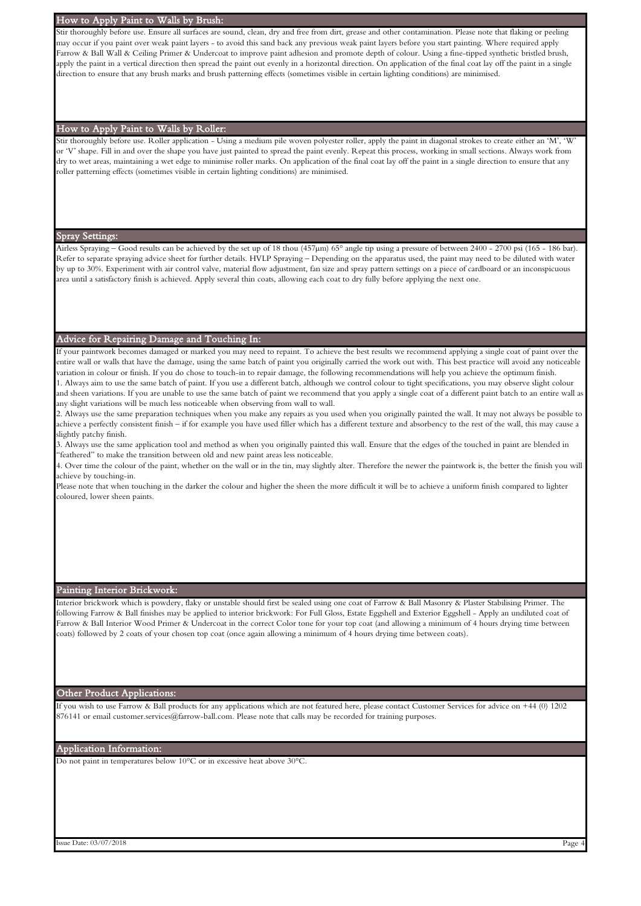## How to Apply Paint to Walls by Brush:

Stir thoroughly before use. Ensure all surfaces are sound, clean, dry and free from dirt, grease and other contamination. Please note that flaking or peeling may occur if you paint over weak paint layers - to avoid this sand back any previous weak paint layers before you start painting. Where required apply Farrow & Ball Wall & Ceiling Primer & Undercoat to improve paint adhesion and promote depth of colour. Using a fine-tipped synthetic bristled brush, apply the paint in a vertical direction then spread the paint out evenly in a horizontal direction. On application of the final coat lay off the paint in a single direction to ensure that any brush marks and brush patterning effects (sometimes visible in certain lighting conditions) are minimised.

## How to Apply Paint to Walls by Roller:

Stir thoroughly before use. Roller application - Using a medium pile woven polyester roller, apply the paint in diagonal strokes to create either an 'M', 'W' or 'V' shape. Fill in and over the shape you have just painted to spread the paint evenly. Repeat this process, working in small sections. Always work from dry to wet areas, maintaining a wet edge to minimise roller marks. On application of the final coat lay off the paint in a single direction to ensure that any roller patterning effects (sometimes visible in certain lighting conditions) are minimised.

## Spray Settings:

Airless Spraying – Good results can be achieved by the set up of 18 thou (457μm) 65° angle tip using a pressure of between 2400 - 2700 psi (165 - 186 bar). Refer to separate spraying advice sheet for further details. HVLP Spraying – Depending on the apparatus used, the paint may need to be diluted with water by up to 30%. Experiment with air control valve, material flow adjustment, fan size and spray pattern settings on a piece of cardboard or an inconspicuous area until a satisfactory finish is achieved. Apply several thin coats, allowing each coat to dry fully before applying the next one.

## Advice for Repairing Damage and Touching In:

If your paintwork becomes damaged or marked you may need to repaint. To achieve the best results we recommend applying a single coat of paint over the entire wall or walls that have the damage, using the same batch of paint you originally carried the work out with. This best practice will avoid any noticeable variation in colour or finish. If you do chose to touch-in to repair damage, the following recommendations will help you achieve the optimum finish.

1. Always aim to use the same batch of paint. If you use a different batch, although we control colour to tight specifications, you may observe slight colour and sheen variations. If you are unable to use the same batch of paint we recommend that you apply a single coat of a different paint batch to an entire wall as any slight variations will be much less noticeable when observing from wall to wall.
2. Always use the same preparation techniques when you make any repairs as you used when you originally painted the wall. It may not always be possible to achieve a perfectly consistent finish – if for example you have used filler which has a different texture and absorbency to the rest of the wall, this may cause a slightly patchy finish.
3. Always use the same application tool and method as when you originally painted this wall. Ensure that the edges of the touched in paint are blended in "feathered" to make the transition between old and new paint areas less noticeable.
4. Over time the colour of the paint, whether on the wall or in the tin, may slightly alter. Therefore the newer the paintwork is, the better the finish you will achieve by touching-in.

Please note that when touching in the darker the colour and higher the sheen the more difficult it will be to achieve a uniform finish compared to lighter coloured, lower sheen paints.

## Painting Interior Brickwork:

Interior brickwork which is powdery, flaky or unstable should first be sealed using one coat of Farrow & Ball Masonry & Plaster Stabilising Primer. The following Farrow & Ball finishes may be applied to interior brickwork: For Full Gloss, Estate Eggshell and Exterior Eggshell - Apply an undiluted coat of Farrow & Ball Interior Wood Primer & Undercoat in the correct Color tone for your top coat (and allowing a minimum of 4 hours drying time between coats) followed by 2 coats of your chosen top coat (once again allowing a minimum of 4 hours drying time between coats).

## Other Product Applications:

If you wish to use Farrow & Ball products for any applications which are not featured here, please contact Customer Services for advice on +44 (0) 1202 876141 or email customer.services@farrow-ball.com. Please note that calls may be recorded for training purposes.

## Application Information:

Do not paint in temperatures below 10°C or in excessive heat above 30°C.

Issue Date: 03/07/2018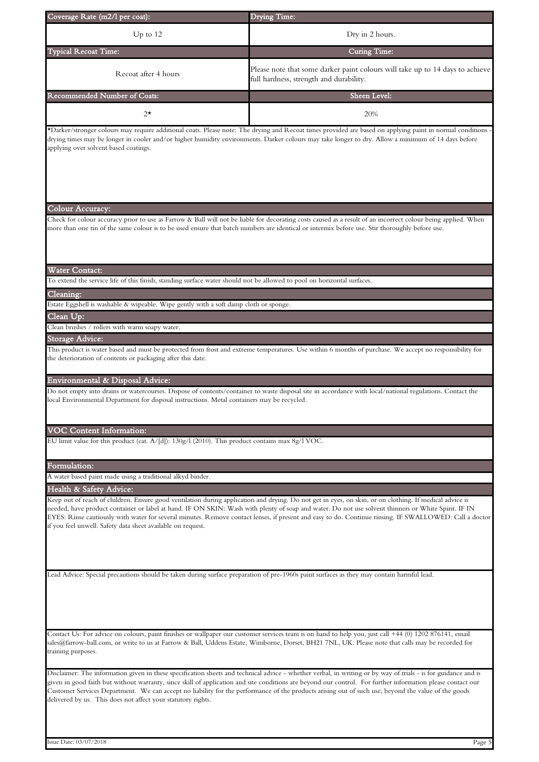| Coverage Rate (m2/l per coat): | Drying Time: |
| --- | --- |
| Up to 12 | Dry in 2 hours. |
| **Typical Recoat Time:** | **Curing Time:** |
| Recoat after 4 hours | Please note that some darker paint colours will take up to 14 days to achieve full hardness, strength and durability. |
| **Recommended Number of Coats:** | **Sheen Level:** |
| 2* | 20% |

*Darker/stronger colours may require additional coats. Please note: The drying and Recoat times provided are based on applying paint in normal conditions - drying times may be longer in cooler and/or higher humidity environments. Darker colours may take longer to dry. Allow a minimum of 14 days before applying over solvent based coatings.

## Colour Accuracy:

Check for colour accuracy prior to use as Farrow & Ball will not be liable for decorating costs caused as a result of an incorrect colour being applied. When more than one tin of the same colour is to be used ensure that batch numbers are identical or intermix before use. Stir thoroughly before use.

## Water Contact:

To extend the service life of this finish, standing surface water should not be allowed to pool on horizontal surfaces.

## Cleaning:

Estate Eggshell is washable & wipeable. Wipe gently with a soft damp cloth or sponge.

## Clean Up:

Clean brushes / rollers with warm soapy water.

## Storage Advice:

This product is water based and must be protected from frost and extreme temperatures. Use within 6 months of purchase. We accept no responsibility for the deterioration of contents or packaging after this date.

## Environmental & Disposal Advice:

Do not empty into drains or watercourses. Dispose of contents/container to waste disposal site in accordance with local/national regulations. Contact the local Environmental Department for disposal instructions. Metal containers may be recycled.

## VOC Content Information:

EU limit value for this product (cat. A/[d]): 130g/l (2010). This product contains max 8g/l VOC.

## Formulation:

A water based paint made using a traditional alkyd binder.

## Health & Safety Advice:

Keep out of reach of children. Ensure good ventilation during application and drying. Do not get in eyes, on skin, or on clothing. If medical advice is needed, have product container or label at hand. IF ON SKIN: Wash with plenty of soap and water. Do not use solvent thinners or White Spirit. IF IN EYES: Rinse cautiously with water for several minutes. Remove contact lenses, if present and easy to do. Continue rinsing. IF SWALLOWED: Call a doctor if you feel unwell. Safety data sheet available on request.

Lead Advice: Special precautions should be taken during surface preparation of pre-1960s paint surfaces as they may contain harmful lead.

Contact Us: For advice on colours, paint finishes or wallpaper our customer services team is on hand to help you, just call +44 (0) 1202 876141, email sales@farrow-ball.com, or write to us at Farrow & Ball, Uddens Estate, Wimborne, Dorset, BH21 7NL, UK. Please note that calls may be recorded for training purposes.

Disclaimer: The information given in these specification sheets and technical advice - whether verbal, in writing or by way of trials - is for guidance and is given in good faith but without warranty, since skill of application and site conditions are beyond our control. For further information please contact our Customer Services Department. We can accept no liability for the performance of the products arising out of such use, beyond the value of the goods delivered by us. This does not affect your statutory rights.

Issue Date: 03/07/2018